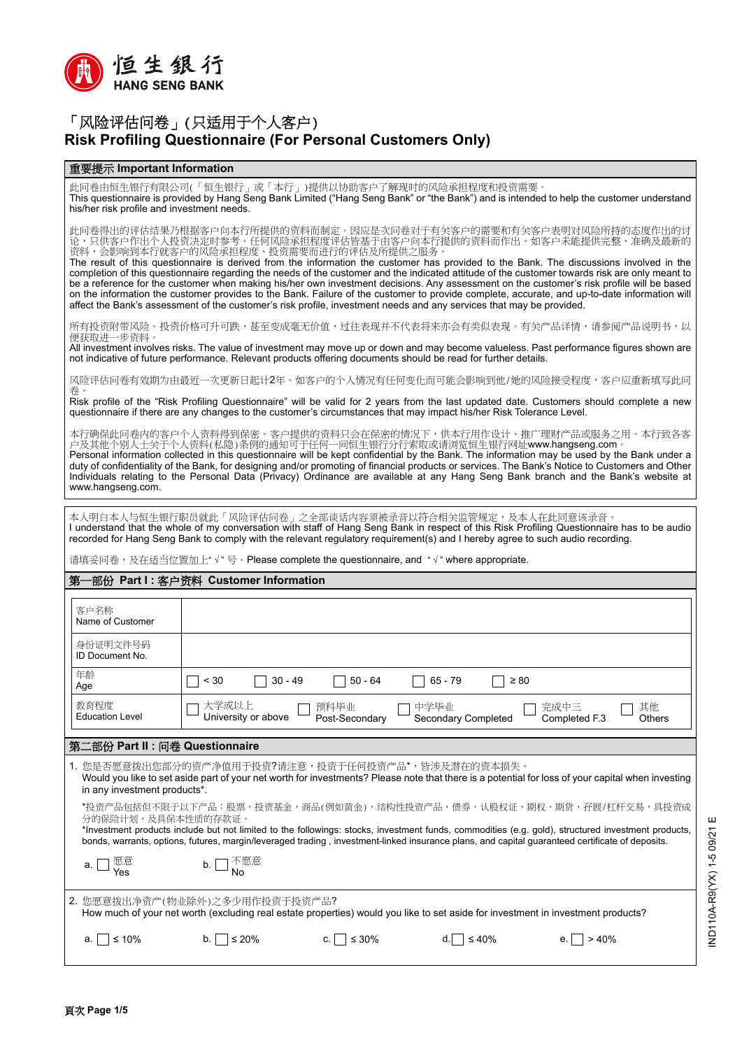恒生銀行
HANG SENG BANK

# 「风险评估问卷」(只适用于个人客户)
# Risk Profiling Questionnaire (For Personal Customers Only)

## 重要提示 Important Information

此问卷由恒生银行有限公司(「恒生银行」或「本行」)提供以协助客户了解现时的风险承担程度和投资需要。
This questionnaire is provided by Hang Seng Bank Limited ("Hang Seng Bank" or "the Bank") and is intended to help the customer understand his/her risk profile and investment needs.

此问卷得出的评估结果乃根据客户向本行所提供的资料而制定。因应是次问卷对于有关客户的需要和有关客户表明对风险所持的态度作出的讨论，只供客户作出个人投资决定时参考。任何风险承担程度评估皆基于由客户向本行提供的资料而作出。如客户未能提供完整、准确及最新的资料，会影响到本行就客户的风险承担程度、投资需要而进行的评估及所提供之服务。
The result of this questionnaire is derived from the information the customer has provided to the Bank. The discussions involved in the completion of this questionnaire regarding the needs of the customer and the indicated attitude of the customer towards risk are only meant to be a reference for the customer when making his/her own investment decisions. Any assessment on the customer's risk profile will be based on the information the customer provides to the Bank. Failure of the customer to provide complete, accurate, and up-to-date information will affect the Bank's assessment of the customer's risk profile, investment needs and any services that may be provided.

所有投资附带风险。投资价格可升可跌，甚至变成毫无价值，过往表现并不代表将来亦会有类似表现。有关产品详情，请参阅产品说明书，以便获取进一步资料。
All investment involves risks. The value of investment may move up or down and may become valueless. Past performance figures shown are not indicative of future performance. Relevant products offering documents should be read for further details.

风险评估问卷有效期为由最近一次更新日起计2年。如客户的个人情况有任何变化而可能会影响到他/她的风险接受程度，客户应重新填写此问卷。
Risk profile of the "Risk Profiling Questionnaire" will be valid for 2 years from the last updated date. Customers should complete a new questionnaire if there are any changes to the customer's circumstances that may impact his/her Risk Tolerance Level.

本行确保此问卷内的客户个人资料得到保密。客户提供的资料只会在保密的情况下，供本行用作设计、推广理财产品或服务之用。本行致各客户及其他个别人士关于个人资料(私隐)条例的通知可于任何一间恒生银行分行索取或请浏览恒生银行网址www.hangseng.com。
Personal information collected in this questionnaire will be kept confidential by the Bank. The information may be used by the Bank under a duty of confidentiality of the Bank, for designing and/or promoting of financial products or services. The Bank's Notice to Customers and Other Individuals relating to the Personal Data (Privacy) Ordinance are available at any Hang Seng Bank branch and the Bank's website at www.hangseng.com.

---

本人明白本人与恒生银行职员就此「风险评估问卷」之全部谈话内容须被录音以符合相关监管规定，及本人在此同意该录音。
I understand that the whole of my conversation with staff of Hang Seng Bank in respect of this Risk Profiling Questionnaire has to be audio recorded for Hang Seng Bank to comply with the relevant regulatory requirement(s) and I hereby agree to such audio recording.

请填妥问卷，及在适当位置加上"√"号。Please complete the questionnaire, and "√" where appropriate.

## 第一部份 Part I : 客户资料 Customer Information

| | |
|---|---|
| 客户名称 Name of Customer | |
| 身份证明文件号码 ID Document No. | |
| 年龄 Age | ☐ < 30 ☐ 30 - 49 ☐ 50 - 64 ☐ 65 - 79 ☐ ≥ 80 |
| 教育程度 Education Level | ☐ 大学或以上 University or above ☐ 预科毕业 Post-Secondary ☐ 中学毕业 Secondary Completed ☐ 完成中三 Completed F.3 ☐ 其他 Others |

## 第二部份 Part II : 问卷 Questionnaire

1. 您是否愿意拨出您部分的资产净值用于投资?请注意，投资于任何投资产品*，皆涉及潜在的资本损失。
Would you like to set aside part of your net worth for investments? Please note that there is a potential for loss of your capital when investing in any investment products*.

*投资产品包括但不限于以下产品：股票，投资基金，商品(例如黄金)，结构性投资产品，债券，认股权证，期权，期货，孖展/杠杆交易，具投资成分的保险计划，及具保本性质的存款证。
*Investment products include but not limited to the followings: stocks, investment funds, commodities (e.g. gold), structured investment products, bonds, warrants, options, futures, margin/leveraged trading , investment-linked insurance plans, and capital guaranteed certificate of deposits.

a. ☐ 愿意 Yes　　b. ☐ 不愿意 No

2. 您愿意拨出净资产(物业除外)之多少用作投资于投资产品?
How much of your net worth (excluding real estate properties) would you like to set aside for investment in investment products?

a. ☐ ≤ 10%　　b. ☐ ≤ 20%　　c. ☐ ≤ 30%　　d. ☐ ≤ 40%　　e. ☐ > 40%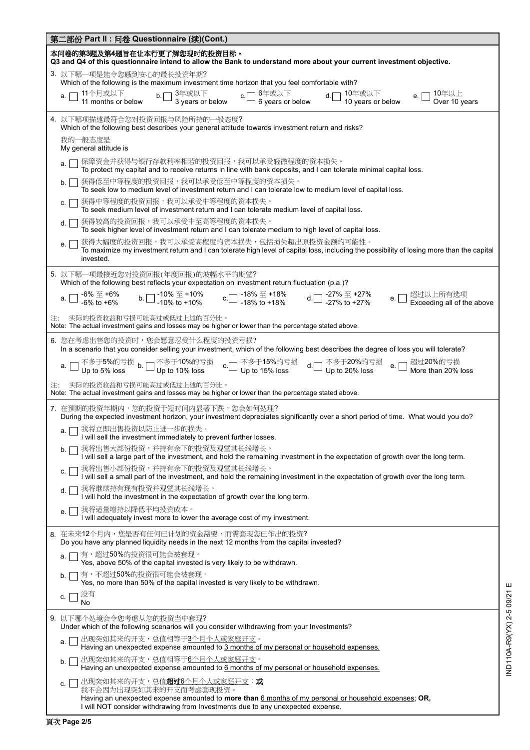## 第二部份 Part II：问卷 Questionnaire (续)(Cont.)

**本问卷的第3题及第4题旨在让本行更了解您现时的投资目标。**
**Q3 and Q4 of this questionnaire intend to allow the Bank to understand more about your current investment objective.**

3. 以下哪一项是能令您感到安心的最长投资年期?
Which of the following is the maximum investment time horizon that you feel comfortable with?

- a. ☐ 11个月或以下 11 months or below
- b. ☐ 3年或以下 3 years or below
- c. ☐ 6年或以下 6 years or below
- d. ☐ 10年或以下 10 years or below
- e. ☐ 10年以上 Over 10 years

4. 以下哪项描述最符合您对投资回报与风险所持的一般态度?
Which of the following best describes your general attitude towards investment return and risks?

我的一般态度是
My general attitude is

- a. ☐ 保障资金并获得与银行存款利率相若的投资回报，我可以承受轻微程度的资本损失。
To protect my capital and to receive returns in line with bank deposits, and I can tolerate minimal capital loss.
- b. ☐ 获得低至中等程度的投资回报，我可以承受低至中等程度的资本损失。
To seek low to medium level of investment return and I can tolerate low to medium level of capital loss.
- c. ☐ 获得中等程度的投资回报，我可以承受中等程度的资本损失。
To seek medium level of investment return and I can tolerate medium level of capital loss.
- d. ☐ 获得较高的投资回报，我可以承受中至高等程度的资本损失。
To seek higher level of investment return and I can tolerate medium to high level of capital loss.
- e. ☐ 获得大幅度的投资回报，我可以承受高程度的资本损失，包括损失超出原投资金额的可能性。
To maximize my investment return and I can tolerate high level of capital loss, including the possibility of losing more than the capital invested.

5. 以下哪一项最接近您对投资回报(年度回报)的波幅水平的期望?
Which of the following best reflects your expectation on investment return fluctuation (p.a.)?

- a. ☐ -6% 至 +6% -6% to +6%
- b. ☐ -10% 至 +10% -10% to +10%
- c. ☐ -18% 至 +18% -18% to +18%
- d. ☐ -27% 至 +27% -27% to +27%
- e. ☐ 超过以上所有选项 Exceeding all of the above

注: 实际的投资收益和亏损可能高过或低过上述的百分比。
Note: The actual investment gains and losses may be higher or lower than the percentage stated above.

6. 您在考虑出售您的投资时，您会愿意忍受什么程度的投资亏损?
In a scenario that you consider selling your investment, which of the following best describes the degree of loss you will tolerate?

- a. ☐ 不多于5%的亏损 Up to 5% loss
- b. ☐ 不多于10%的亏损 Up to 10% loss
- c. ☐ 不多于15%的亏损 Up to 15% loss
- d. ☐ 不多于20%的亏损 Up to 20% loss
- e. ☐ 超过20%的亏损 More than 20% loss

注: 实际的投资收益和亏损可能高过或低过上述的百分比。
Note: The actual investment gains and losses may be higher or lower than the percentage stated above.

7. 在预期的投资年期内，您的投资于短时间内显著下跌，您会如何处理?
During the expected investment horizon, your investment depreciates significantly over a short period of time. What would you do?

- a. ☐ 我将立即出售投资以防止进一步的损失。
I will sell the investment immediately to prevent further losses.
- b. ☐ 我将出售大部份投资，并持有余下的投资及观望其长线增长。
I will sell a large part of the investment, and hold the remaining investment in the expectation of growth over the long term.
- c. ☐ 我将出售小部份投资，并持有余下的投资及观望其长线增长。
I will sell a small part of the investment, and hold the remaining investment in the expectation of growth over the long term.
- d. ☐ 我将继续持有现有投资并观望其长线增长。
I will hold the investment in the expectation of growth over the long term.
- e. ☐ 我将适量增持以降低平均投资成本。
I will adequately invest more to lower the average cost of my investment.

8. 在未来12个月内，您是否有任何已计划的资金需要，而需套现您已作出的投资?
Do you have any planned liquidity needs in the next 12 months from the capital invested?

- a. ☐ 有，超过50%的投资很可能会被套现。
Yes, above 50% of the capital invested is very likely to be withdrawn.
- b. ☐ 有，不超过50%的投资很可能会被套现。
Yes, no more than 50% of the capital invested is very likely to be withdrawn.
- c. ☐ 没有
No

9. 以下哪个处境会令您考虑从您的投资当中套现?
Under which of the following scenarios will you consider withdrawing from your Investments?

- a. ☐ 出现突如其来的开支，总值相等于<u>3个月个人或家庭开支</u>。
Having an unexpected expense amounted to <u>3 months of my personal or household expenses.</u>
- b. ☐ 出现突如其来的开支，总值相等于<u>6个月个人或家庭开支</u>。
Having an unexpected expense amounted to <u>6 months of my personal or household expenses.</u>
- c. ☐ 出现突如其来的开支，总值**超过**<u>6个月个人或家庭开支</u>；**或**
我不会因为出现突如其来的开支而考虑套现投资。
Having an unexpected expense amounted to **more than** <u>6 months of my personal or household expenses</u>; **OR,**
I will NOT consider withdrawing from Investments due to any unexpected expense.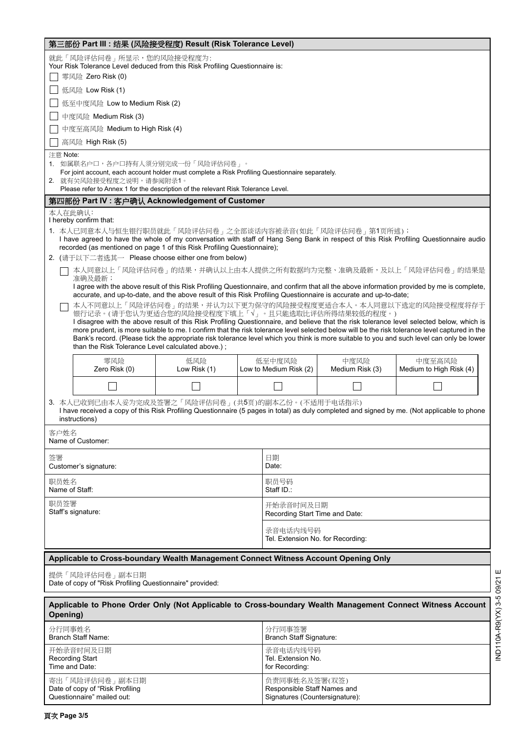## 第三部份 Part III : 结果 (风险接受程度) Result (Risk Tolerance Level)

就此「风险评估问卷」所显示，您的风险接受程度为：
Your Risk Tolerance Level deduced from this Risk Profiling Questionnaire is:

- ☐ 零风险 Zero Risk (0)
- ☐ 低风险 Low Risk (1)
- ☐ 低至中度风险 Low to Medium Risk (2)
- ☐ 中度风险 Medium Risk (3)
- ☐ 中度至高风险 Medium to High Risk (4)
- ☐ 高风险 High Risk (5)

注意 Note:

1. 如属联名户口，各户口持有人须分别完成一份「风险评估问卷」。
   For joint account, each account holder must complete a Risk Profiling Questionnaire separately.
2. 就有关风险接受程度之说明，请参阅附录1。
   Please refer to Annex 1 for the description of the relevant Risk Tolerance Level.

## 第四部份 Part IV : 客户确认 Acknowledgement of Customer

本人在此确认：
I hereby confirm that:

1. 本人已同意本人与恒生银行职员就此「风险评估问卷」之全部谈话内容被录音(如此「风险评估问卷」第1页所述)；
   I have agreed to have the whole of my conversation with staff of Hang Seng Bank in respect of this Risk Profiling Questionnaire audio recorded (as mentioned on page 1 of this Risk Profiling Questionnaire);
2. (请于以下二者选其一 Please choose either one from below)

   ☐ 本人同意以上「风险评估问卷」的结果，并确认以上由本人提供之所有数据均为完整、准确及最新，及以上「风险评估问卷」的结果是准确及最新；
   I agree with the above result of this Risk Profiling Questionnaire, and confirm that all the above information provided by me is complete, accurate, and up-to-date, and the above result of this Risk Profiling Questionnaire is accurate and up-to-date;

   ☐ 本人不同意以上「风险评估问卷」的结果，并认为以下更为保守的风险接受程度更适合本人。本人同意以下选定的风险接受程度将存于银行记录。(请于您认为更适合您的风险接受程度下填上「√」，且只能选取比评估所得结果较低的程度。)
   I disagree with the above result of this Risk Profiling Questionnaire, and believe that the risk tolerance level selected below, which is more prudent, is more suitable to me. I confirm that the risk tolerance level selected below will be the risk tolerance level captured in the Bank's record. (Please tick the appropriate risk tolerance level which you think is more suitable to you and such level can only be lower than the Risk Tolerance Level calculated above.) ;

| 零风险 Zero Risk (0) | 低风险 Low Risk (1) | 低至中度风险 Low to Medium Risk (2) | 中度风险 Medium Risk (3) | 中度至高风险 Medium to High Risk (4) |
|---|---|---|---|---|
| ☐ | ☐ | ☐ | ☐ | ☐ |

3. 本人已收到已由本人妥为完成及签署之「风险评估问卷」(共5页)的副本乙份。(不适用于电话指示)
   I have received a copy of this Risk Profiling Questionnaire (5 pages in total) as duly completed and signed by me. (Not applicable to phone instructions)

| | |
|---|---|
| 客户姓名 Name of Customer: | |
| 签署 Customer's signature: | 日期 Date: |
| 职员姓名 Name of Staff: | 职员号码 Staff ID.: |
| 职员签署 Staff's signature: | 开始录音时间及日期 Recording Start Time and Date: |
| | 录音电话内线号码 Tel. Extension No. for Recording: |

**Applicable to Cross-boundary Wealth Management Connect Witness Account Opening Only**

提供「风险评估问卷」副本日期
Date of copy of "Risk Profiling Questionnaire" provided:

**Applicable to Phone Order Only (Not Applicable to Cross-boundary Wealth Management Connect Witness Account Opening)**

| | |
|---|---|
| 分行同事姓名 Branch Staff Name: | 分行同事签署 Branch Staff Signature: |
| 开始录音时间及日期 Recording Start Time and Date: | 录音电话内线号码 Tel. Extension No. for Recording: |
| 寄出「风险评估问卷」副本日期 Date of copy of "Risk Profiling Questionnaire" mailed out: | 负责同事姓名及签署(双签) Responsible Staff Names and Signatures (Countersignature): |

IND110A-R9(YX) 3-5 09/21 E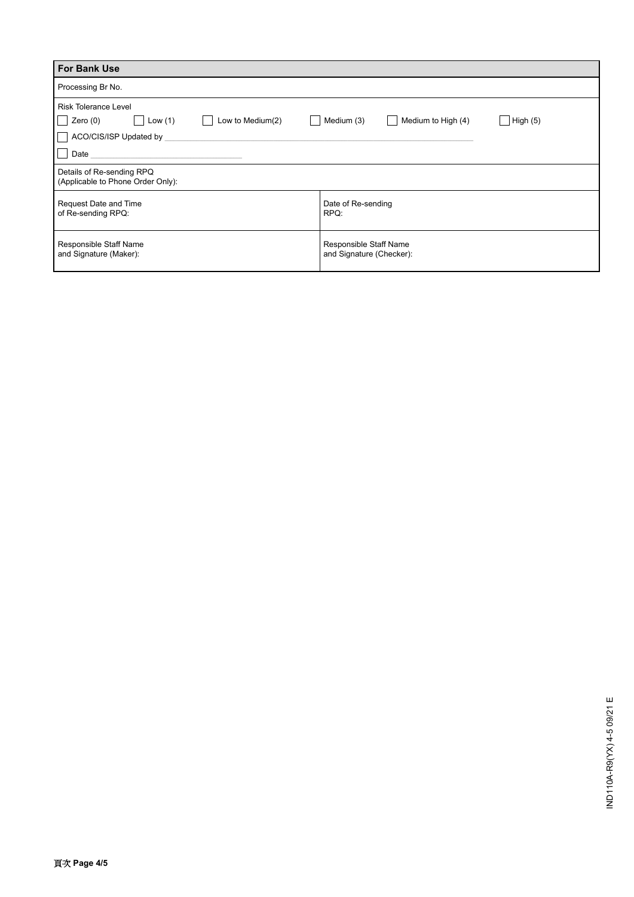## For Bank Use

Processing Br No.

Risk Tolerance Level

☐ Zero (0) ☐ Low (1) ☐ Low to Medium(2) ☐ Medium (3) ☐ Medium to High (4) ☐ High (5)

☐ ACO/CIS/ISP Updated by ______________________________

☐ Date ______________________________

Details of Re-sending RPQ
(Applicable to Phone Order Only):

| Request Date and Time of Re-sending RPQ: | Date of Re-sending RPQ: |
| --- | --- |
| Responsible Staff Name and Signature (Maker): | Responsible Staff Name and Signature (Checker): |

IND110A-R9(YX) 4-5 09/21 E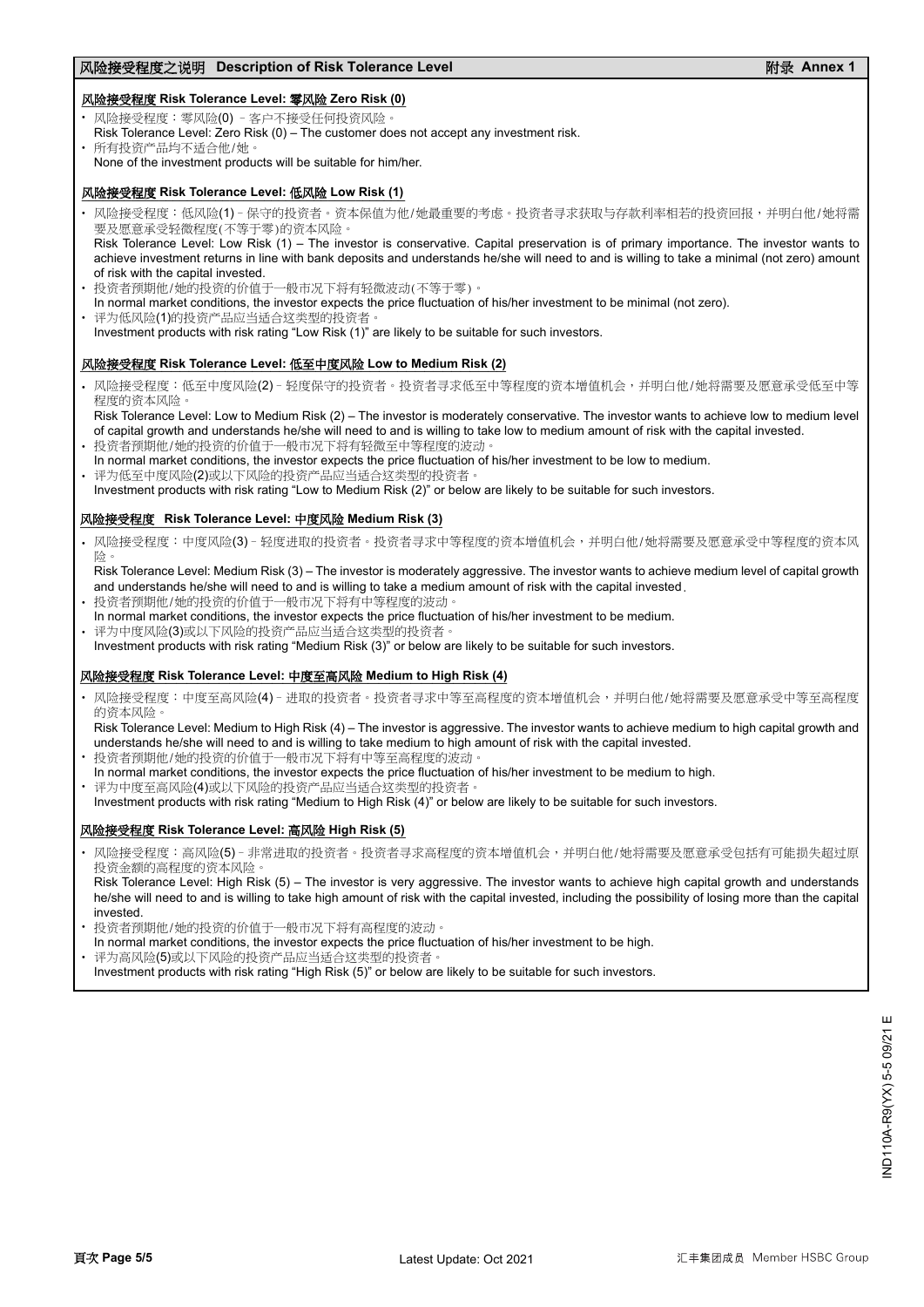## 风险接受程度之说明 Description of Risk Tolerance Level

附录 Annex 1

### 风险接受程度 Risk Tolerance Level: 零风险 Zero Risk (0)

- 风险接受程度：零风险(0) – 客户不接受任何投资风险。
  Risk Tolerance Level: Zero Risk (0) – The customer does not accept any investment risk.
- 所有投资产品均不适合他/她。
  None of the investment products will be suitable for him/her.

### 风险接受程度 Risk Tolerance Level: 低风险 Low Risk (1)

- 风险接受程度：低风险(1) – 保守的投资者。资本保值为他/她最重要的考虑。投资者寻求获取与存款利率相若的投资回报，并明白他/她将需要及愿意承受轻微程度(不等于零)的资本风险。
  Risk Tolerance Level: Low Risk (1) – The investor is conservative. Capital preservation is of primary importance. The investor wants to achieve investment returns in line with bank deposits and understands he/she will need to and is willing to take a minimal (not zero) amount of risk with the capital invested.
- 投资者预期他/她的投资的价值于一般市况下将有轻微波动(不等于零)。
  In normal market conditions, the investor expects the price fluctuation of his/her investment to be minimal (not zero).
- 评为低风险(1)的投资产品应当适合这类型的投资者。
  Investment products with risk rating "Low Risk (1)" are likely to be suitable for such investors.

### 风险接受程度 Risk Tolerance Level: 低至中度风险 Low to Medium Risk (2)

- 风险接受程度：低至中度风险(2) – 轻度保守的投资者。投资者寻求低至中等程度的资本增值机会，并明白他/她将需要及愿意承受低至中等程度的资本风险。
  Risk Tolerance Level: Low to Medium Risk (2) – The investor is moderately conservative. The investor wants to achieve low to medium level of capital growth and understands he/she will need to and is willing to take low to medium amount of risk with the capital invested.
- 投资者预期他/她的投资的价值于一般市况下将有轻微至中等程度的波动。
  In normal market conditions, the investor expects the price fluctuation of his/her investment to be low to medium.
- 评为低至中度风险(2)或以下风险的投资产品应当适合这类型的投资者。
  Investment products with risk rating "Low to Medium Risk (2)" or below are likely to be suitable for such investors.

### 风险接受程度 Risk Tolerance Level: 中度风险 Medium Risk (3)

- 风险接受程度：中度风险(3) – 轻度进取的投资者。投资者寻求中等程度的资本增值机会，并明白他/她将需要及愿意承受中等程度的资本风险。
  Risk Tolerance Level: Medium Risk (3) – The investor is moderately aggressive. The investor wants to achieve medium level of capital growth and understands he/she will need to and is willing to take a medium amount of risk with the capital invested.
- 投资者预期他/她的投资的价值于一般市况下将有中等程度的波动。
  In normal market conditions, the investor expects the price fluctuation of his/her investment to be medium.
- 评为中度风险(3)或以下风险的投资产品应当适合这类型的投资者。
  Investment products with risk rating "Medium Risk (3)" or below are likely to be suitable for such investors.

### 风险接受程度 Risk Tolerance Level: 中度至高风险 Medium to High Risk (4)

- 风险接受程度：中度至高风险(4) – 进取的投资者。投资者寻求中等至高程度的资本增值机会，并明白他/她将需要及愿意承受中等至高程度的资本风险。
  Risk Tolerance Level: Medium to High Risk (4) – The investor is aggressive. The investor wants to achieve medium to high capital growth and understands he/she will need to and is willing to take medium to high amount of risk with the capital invested.
- 投资者预期他/她的投资的价值于一般市况下将有中等至高程度的波动。
  In normal market conditions, the investor expects the price fluctuation of his/her investment to be medium to high.
- 评为中度至高风险(4)或以下风险的投资产品应当适合这类型的投资者。
  Investment products with risk rating "Medium to High Risk (4)" or below are likely to be suitable for such investors.

### 风险接受程度 Risk Tolerance Level: 高风险 High Risk (5)

- 风险接受程度：高风险(5) – 非常进取的投资者。投资者寻求高程度的资本增值机会，并明白他/她将需要及愿意承受包括有可能损失超过原投资金额的高程度的资本风险。
  Risk Tolerance Level: High Risk (5) – The investor is very aggressive. The investor wants to achieve high capital growth and understands he/she will need to and is willing to take high amount of risk with the capital invested, including the possibility of losing more than the capital invested.
- 投资者预期他/她的投资的价值于一般市况下将有高程度的波动。
  In normal market conditions, the investor expects the price fluctuation of his/her investment to be high.
- 评为高风险(5)或以下风险的投资产品应当适合这类型的投资者。
  Investment products with risk rating "High Risk (5)" or below are likely to be suitable for such investors.

IND110A-R9(YX) 5-5 09/21 E

Latest Update: Oct 2021

汇丰集团成员 Member HSBC Group